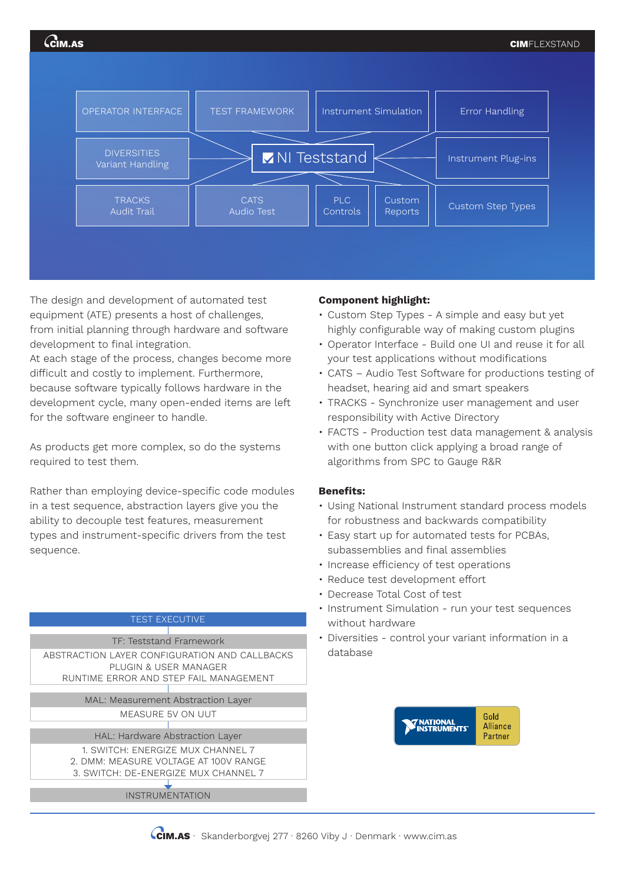CIM.AS — **CIM**FLEXSTAND

| OPERATOR INTERFACE | TEST FRAMEWORK | Instrument Simulation | Error Handling |
|---|---|---|---|
| DIVERSITIES Variant Handling | NI Teststand | | Instrument Plug-ins |
| TRACKS Audit Trail | CATS Audio Test | PLC Controls / Custom Reports | Custom Step Types |

The design and development of automated test equipment (ATE) presents a host of challenges, from initial planning through hardware and software development to final integration.
At each stage of the process, changes become more difficult and costly to implement. Furthermore, because software typically follows hardware in the development cycle, many open-ended items are left for the software engineer to handle.

As products get more complex, so do the systems required to test them.

Rather than employing device-specific code modules in a test sequence, abstraction layers give you the ability to decouple test features, measurement types and instrument-specific drivers from the test sequence.

| TEST EXECUTIVE |
|---|
| TF: Teststand Framework |
| ABSTRACTION LAYER CONFIGURATION AND CALLBACKS<br>PLUGIN & USER MANAGER<br>RUNTIME ERROR AND STEP FAIL MANAGEMENT |
| MAL: Measurement Abstraction Layer |
| MEASURE 5V ON UUT |
| HAL: Hardware Abstraction Layer |
| 1. SWITCH: ENERGIZE MUX CHANNEL 7<br>2. DMM: MEASURE VOLTAGE AT 100V RANGE<br>3. SWITCH: DE-ENERGIZE MUX CHANNEL 7 |
| INSTRUMENTATION |

**Component highlight:**

- Custom Step Types - A simple and easy but yet highly configurable way of making custom plugins
- Operator Interface - Build one UI and reuse it for all your test applications without modifications
- CATS – Audio Test Software for productions testing of headset, hearing aid and smart speakers
- TRACKS - Synchronize user management and user responsibility with Active Directory
- FACTS - Production test data management & analysis with one button click applying a broad range of algorithms from SPC to Gauge R&R

**Benefits:**

- Using National Instrument standard process models for robustness and backwards compatibility
- Easy start up for automated tests for PCBAs, subassemblies and final assemblies
- Increase efficiency of test operations
- Reduce test development effort
- Decrease Total Cost of test
- Instrument Simulation - run your test sequences without hardware
- Diversities - control your variant information in a database

NATIONAL INSTRUMENTS — Gold Alliance Partner

CIM.AS · Skanderborgvej 277 · 8260 Viby J · Denmark · www.cim.as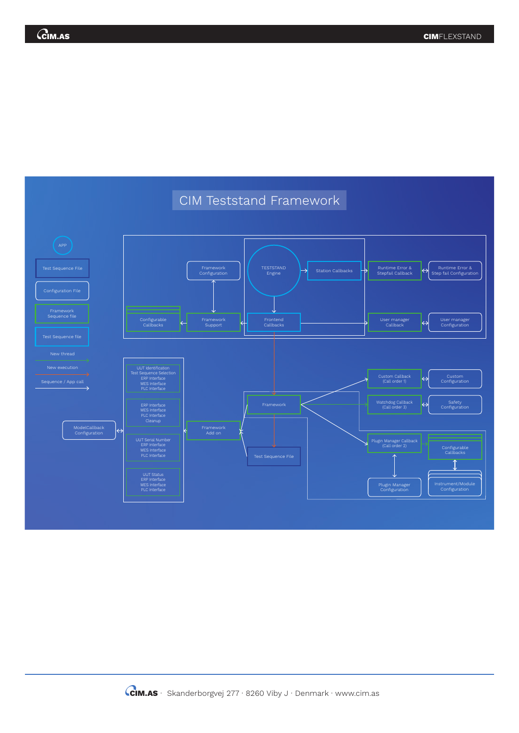# CIM Teststand Framework

APP

Test Sequence File

Configuration File

Framework Sequence file

Test Sequence file

New thread

New execution

Sequence / App call

Framework Configuration

TESTSTAND Engine

Station Callbacks

Runtime Error & Stepfail Callback

Runtime Error & Step fail Configuration

Configurable Callbacks

Framework Support

Frontend Callbacks

User manager Callback

User manager Configuration

UUT identification
Test Sequence Selection
ERP Interface
MES Interface
PLC Interface

ERP Interface
MES Interface
PLC Interface
Cleanup

UUT Serial Number
ERP Interface
MES Interface
PLC Interface

UUT Status
ERP Interface
MES Interface
PLC Interface

ModelCallback Configuration

Framework Add on

Framework

Test Sequence File

Custom Callback (Call order 1)

Custom Configuration

Watchdog Callback (Call order 3)

Safety Configuration

Plugin Manager Callback (Call order 2)

Configurable Callbacks

Plugin Manager Configuration

Instrument/Module Configuration